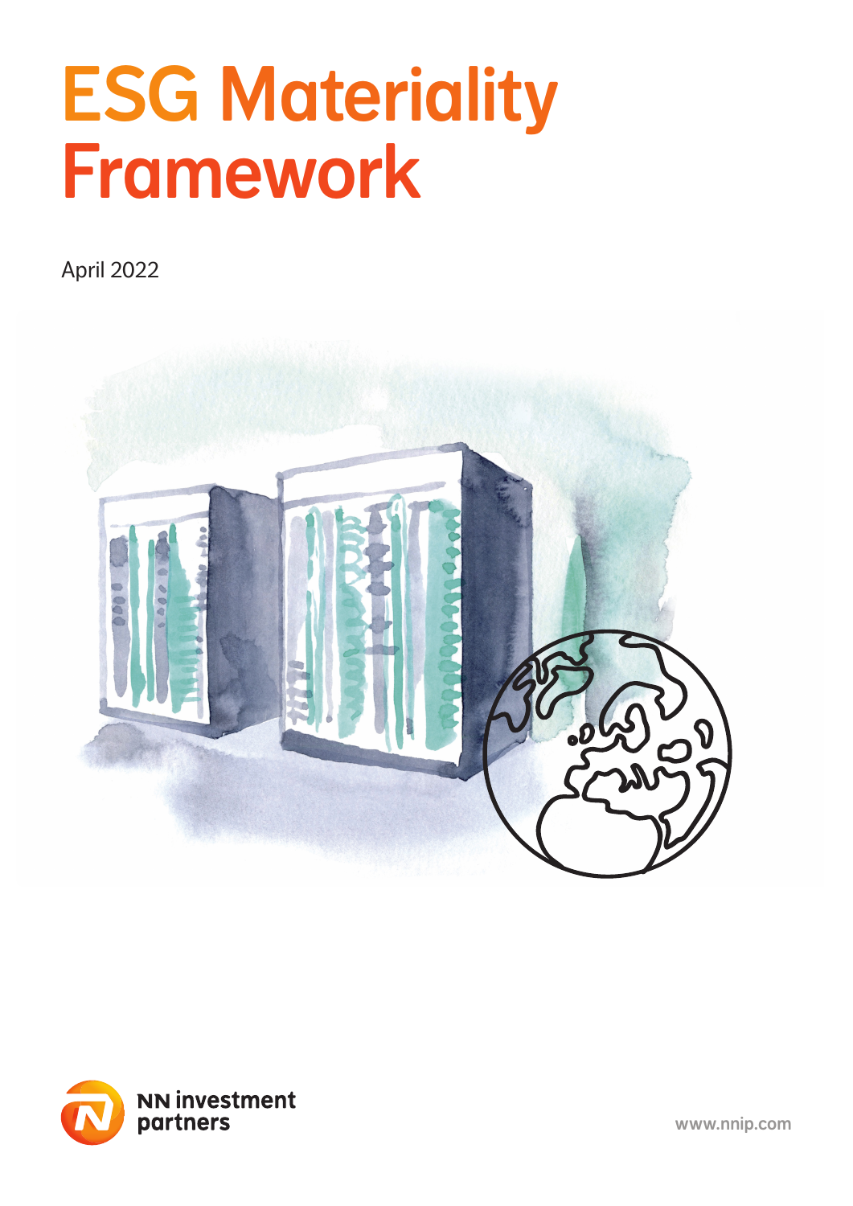# ESG Materiality Framework

April 2022

NN investment partners

www.nnip.com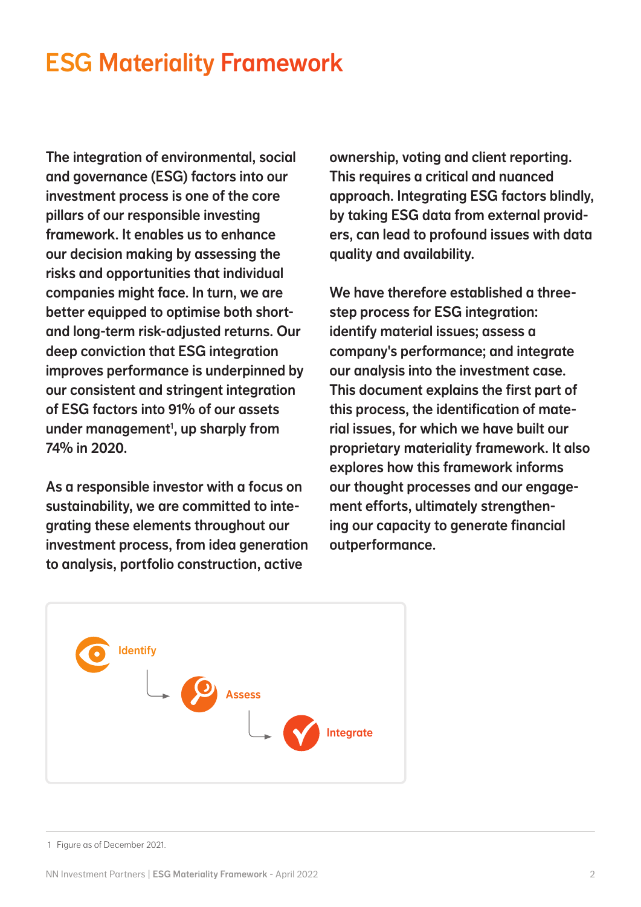# ESG Materiality Framework

**The integration of environmental, social and governance (ESG) factors into our investment process is one of the core pillars of our responsible investing framework. It enables us to enhance our decision making by assessing the risks and opportunities that individual companies might face. In turn, we are better equipped to optimise both short- and long-term risk-adjusted returns. Our deep conviction that ESG integration improves performance is underpinned by our consistent and stringent integration of ESG factors into 91% of our assets under management[1], up sharply from 74% in 2020.**

**As a responsible investor with a focus on sustainability, we are committed to integrating these elements throughout our investment process, from idea generation to analysis, portfolio construction, active ownership, voting and client reporting. This requires a critical and nuanced approach. Integrating ESG factors blindly, by taking ESG data from external providers, can lead to profound issues with data quality and availability.**

**We have therefore established a three-step process for ESG integration: identify material issues; assess a company's performance; and integrate our analysis into the investment case. This document explains the first part of this process, the identification of material issues, for which we have built our proprietary materiality framework. It also explores how this framework informs our thought processes and our engagement efforts, ultimately strengthening our capacity to generate financial outperformance.**

Identify → Assess → Integrate

1 Figure as of December 2021.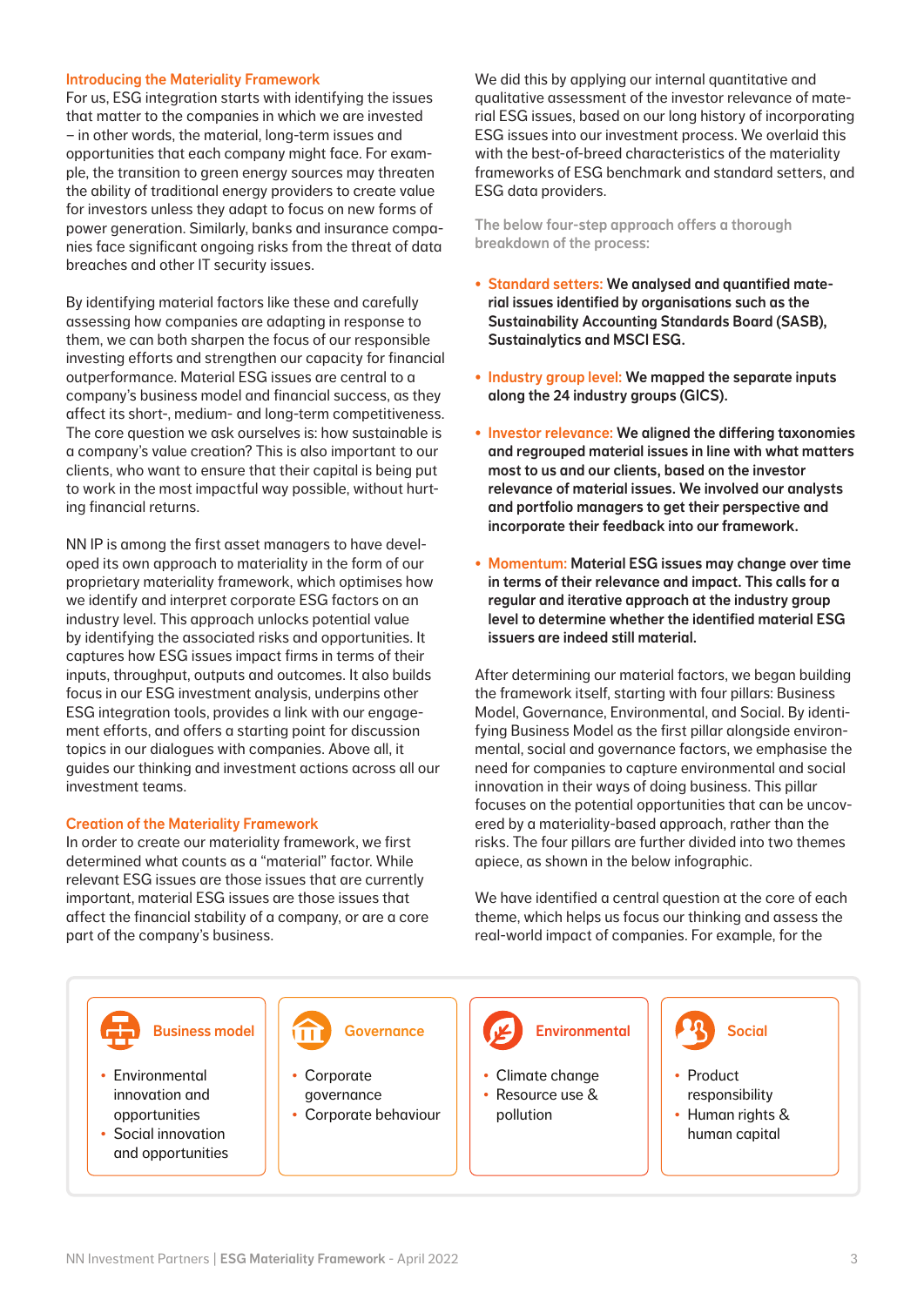## Introducing the Materiality Framework

For us, ESG integration starts with identifying the issues that matter to the companies in which we are invested – in other words, the material, long-term issues and opportunities that each company might face. For example, the transition to green energy sources may threaten the ability of traditional energy providers to create value for investors unless they adapt to focus on new forms of power generation. Similarly, banks and insurance companies face significant ongoing risks from the threat of data breaches and other IT security issues.

By identifying material factors like these and carefully assessing how companies are adapting in response to them, we can both sharpen the focus of our responsible investing efforts and strengthen our capacity for financial outperformance. Material ESG issues are central to a company's business model and financial success, as they affect its short-, medium- and long-term competitiveness. The core question we ask ourselves is: how sustainable is a company's value creation? This is also important to our clients, who want to ensure that their capital is being put to work in the most impactful way possible, without hurting financial returns.

NN IP is among the first asset managers to have developed its own approach to materiality in the form of our proprietary materiality framework, which optimises how we identify and interpret corporate ESG factors on an industry level. This approach unlocks potential value by identifying the associated risks and opportunities. It captures how ESG issues impact firms in terms of their inputs, throughput, outputs and outcomes. It also builds focus in our ESG investment analysis, underpins other ESG integration tools, provides a link with our engagement efforts, and offers a starting point for discussion topics in our dialogues with companies. Above all, it guides our thinking and investment actions across all our investment teams.

## Creation of the Materiality Framework

In order to create our materiality framework, we first determined what counts as a "material" factor. While relevant ESG issues are those issues that are currently important, material ESG issues are those issues that affect the financial stability of a company, or are a core part of the company's business.

We did this by applying our internal quantitative and qualitative assessment of the investor relevance of material ESG issues, based on our long history of incorporating ESG issues into our investment process. We overlaid this with the best-of-breed characteristics of the materiality frameworks of ESG benchmark and standard setters, and ESG data providers.

The below four-step approach offers a thorough breakdown of the process:

- **Standard setters: We analysed and quantified material issues identified by organisations such as the Sustainability Accounting Standards Board (SASB), Sustainalytics and MSCI ESG.**
- **Industry group level: We mapped the separate inputs along the 24 industry groups (GICS).**
- **Investor relevance: We aligned the differing taxonomies and regrouped material issues in line with what matters most to us and our clients, based on the investor relevance of material issues. We involved our analysts and portfolio managers to get their perspective and incorporate their feedback into our framework.**
- **Momentum: Material ESG issues may change over time in terms of their relevance and impact. This calls for a regular and iterative approach at the industry group level to determine whether the identified material ESG issuers are indeed still material.**

After determining our material factors, we began building the framework itself, starting with four pillars: Business Model, Governance, Environmental, and Social. By identifying Business Model as the first pillar alongside environmental, social and governance factors, we emphasise the need for companies to capture environmental and social innovation in their ways of doing business. This pillar focuses on the potential opportunities that can be uncovered by a materiality-based approach, rather than the risks. The four pillars are further divided into two themes apiece, as shown in the below infographic.

We have identified a central question at the core of each theme, which helps us focus our thinking and assess the real-world impact of companies. For example, for the

| Business model | Governance | Environmental | Social |
|---|---|---|---|
| • Environmental innovation and opportunities<br>• Social innovation and opportunities | • Corporate governance<br>• Corporate behaviour | • Climate change<br>• Resource use & pollution | • Product responsibility<br>• Human rights & human capital |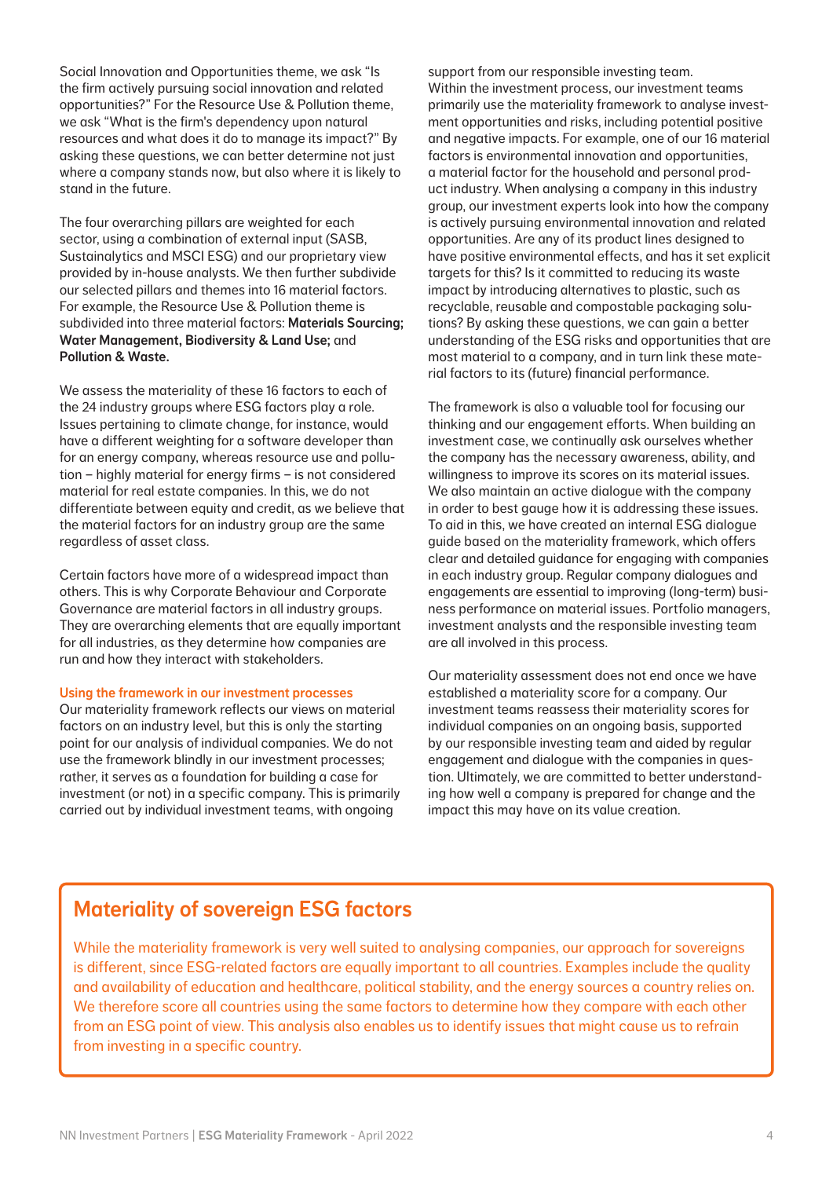Social Innovation and Opportunities theme, we ask "Is the firm actively pursuing social innovation and related opportunities?" For the Resource Use & Pollution theme, we ask "What is the firm's dependency upon natural resources and what does it do to manage its impact?" By asking these questions, we can better determine not just where a company stands now, but also where it is likely to stand in the future.

The four overarching pillars are weighted for each sector, using a combination of external input (SASB, Sustainalytics and MSCI ESG) and our proprietary view provided by in-house analysts. We then further subdivide our selected pillars and themes into 16 material factors. For example, the Resource Use & Pollution theme is subdivided into three material factors: **Materials Sourcing; Water Management, Biodiversity & Land Use;** and **Pollution & Waste.**

We assess the materiality of these 16 factors to each of the 24 industry groups where ESG factors play a role. Issues pertaining to climate change, for instance, would have a different weighting for a software developer than for an energy company, whereas resource use and pollution – highly material for energy firms – is not considered material for real estate companies. In this, we do not differentiate between equity and credit, as we believe that the material factors for an industry group are the same regardless of asset class.

Certain factors have more of a widespread impact than others. This is why Corporate Behaviour and Corporate Governance are material factors in all industry groups. They are overarching elements that are equally important for all industries, as they determine how companies are run and how they interact with stakeholders.

### Using the framework in our investment processes

Our materiality framework reflects our views on material factors on an industry level, but this is only the starting point for our analysis of individual companies. We do not use the framework blindly in our investment processes; rather, it serves as a foundation for building a case for investment (or not) in a specific company. This is primarily carried out by individual investment teams, with ongoing support from our responsible investing team.
Within the investment process, our investment teams primarily use the materiality framework to analyse investment opportunities and risks, including potential positive and negative impacts. For example, one of our 16 material factors is environmental innovation and opportunities, a material factor for the household and personal product industry. When analysing a company in this industry group, our investment experts look into how the company is actively pursuing environmental innovation and related opportunities. Are any of its product lines designed to have positive environmental effects, and has it set explicit targets for this? Is it committed to reducing its waste impact by introducing alternatives to plastic, such as recyclable, reusable and compostable packaging solutions? By asking these questions, we can gain a better understanding of the ESG risks and opportunities that are most material to a company, and in turn link these material factors to its (future) financial performance.

The framework is also a valuable tool for focusing our thinking and our engagement efforts. When building an investment case, we continually ask ourselves whether the company has the necessary awareness, ability, and willingness to improve its scores on its material issues. We also maintain an active dialogue with the company in order to best gauge how it is addressing these issues. To aid in this, we have created an internal ESG dialogue guide based on the materiality framework, which offers clear and detailed guidance for engaging with companies in each industry group. Regular company dialogues and engagements are essential to improving (long-term) business performance on material issues. Portfolio managers, investment analysts and the responsible investing team are all involved in this process.

Our materiality assessment does not end once we have established a materiality score for a company. Our investment teams reassess their materiality scores for individual companies on an ongoing basis, supported by our responsible investing team and aided by regular engagement and dialogue with the companies in question. Ultimately, we are committed to better understanding how well a company is prepared for change and the impact this may have on its value creation.

## Materiality of sovereign ESG factors

While the materiality framework is very well suited to analysing companies, our approach for sovereigns is different, since ESG-related factors are equally important to all countries. Examples include the quality and availability of education and healthcare, political stability, and the energy sources a country relies on. We therefore score all countries using the same factors to determine how they compare with each other from an ESG point of view. This analysis also enables us to identify issues that might cause us to refrain from investing in a specific country.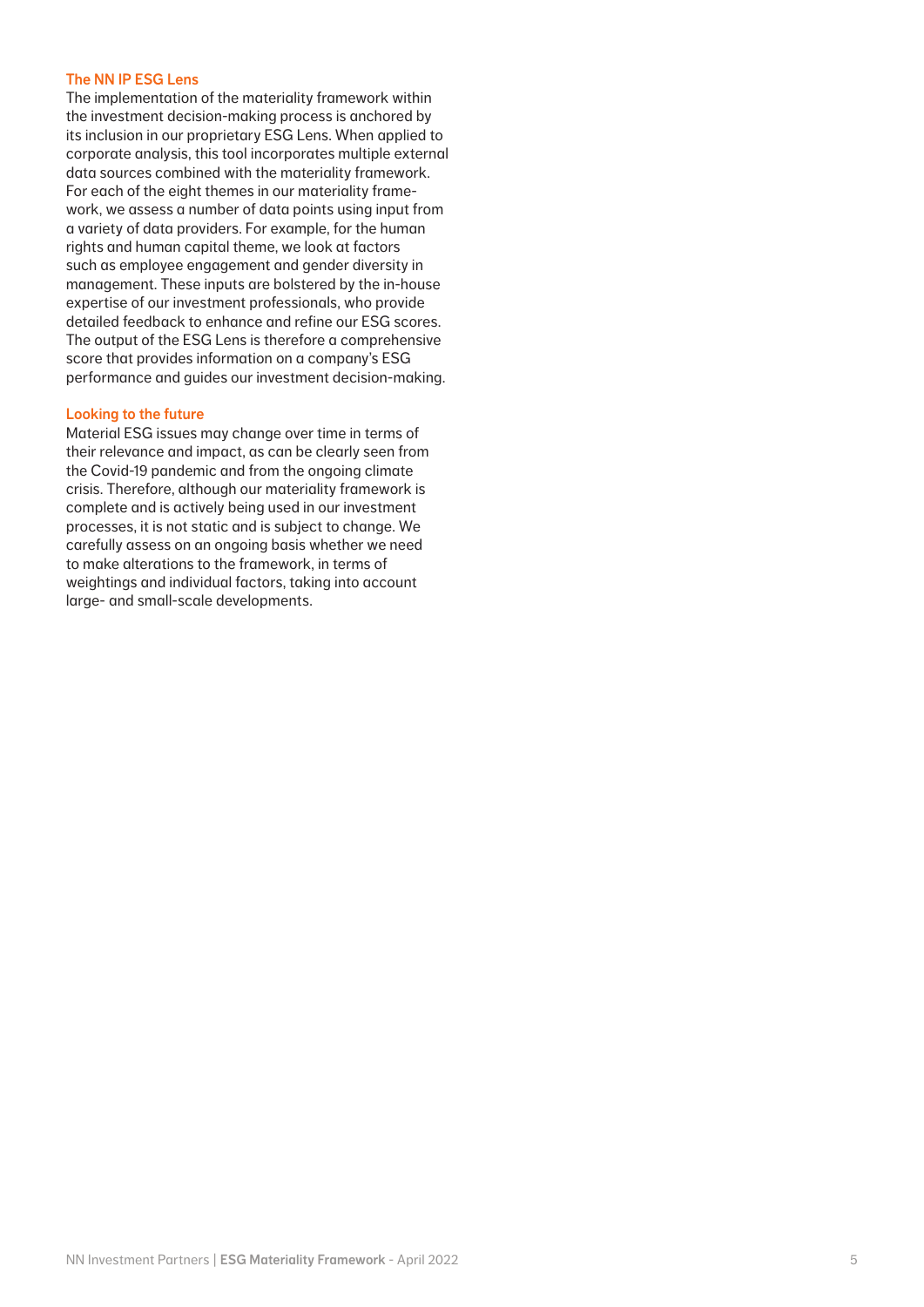### The NN IP ESG Lens

The implementation of the materiality framework within the investment decision-making process is anchored by its inclusion in our proprietary ESG Lens. When applied to corporate analysis, this tool incorporates multiple external data sources combined with the materiality framework. For each of the eight themes in our materiality framework, we assess a number of data points using input from a variety of data providers. For example, for the human rights and human capital theme, we look at factors such as employee engagement and gender diversity in management. These inputs are bolstered by the in-house expertise of our investment professionals, who provide detailed feedback to enhance and refine our ESG scores. The output of the ESG Lens is therefore a comprehensive score that provides information on a company's ESG performance and guides our investment decision-making.

### Looking to the future

Material ESG issues may change over time in terms of their relevance and impact, as can be clearly seen from the Covid-19 pandemic and from the ongoing climate crisis. Therefore, although our materiality framework is complete and is actively being used in our investment processes, it is not static and is subject to change. We carefully assess on an ongoing basis whether we need to make alterations to the framework, in terms of weightings and individual factors, taking into account large- and small-scale developments.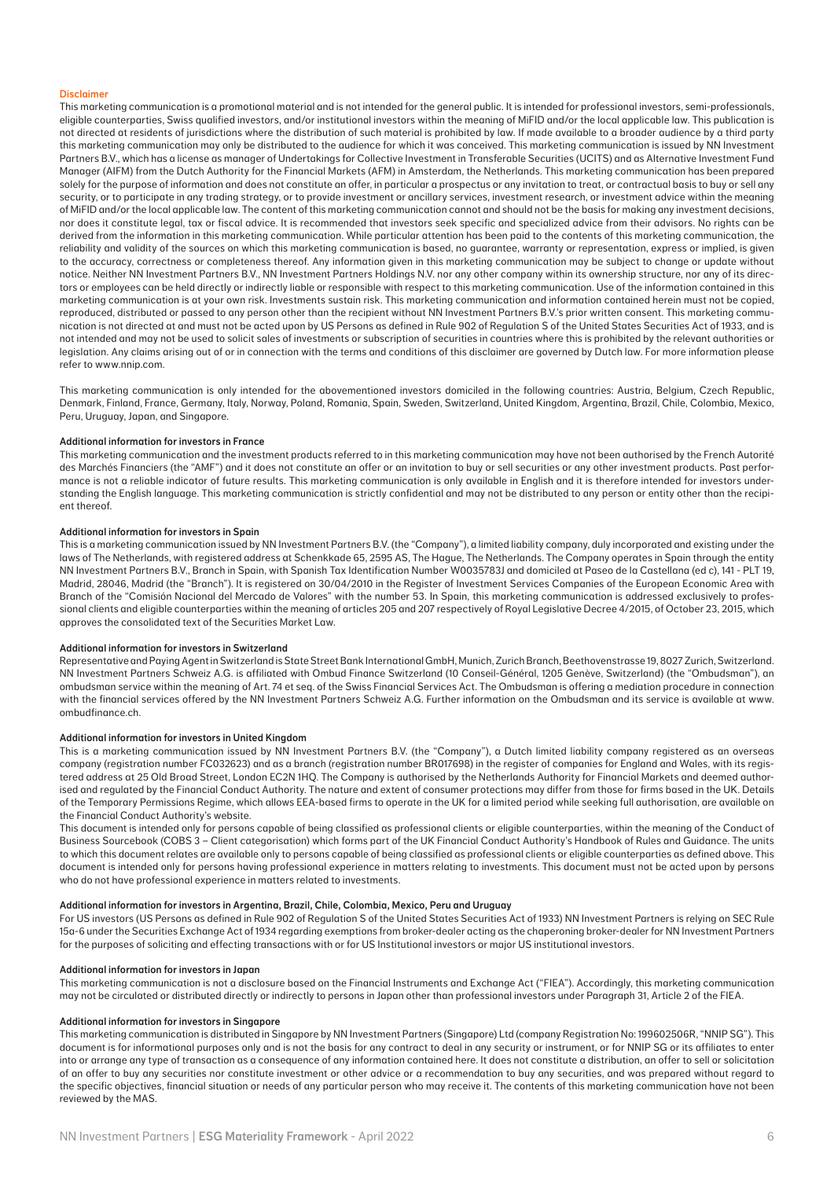## Disclaimer

This marketing communication is a promotional material and is not intended for the general public. It is intended for professional investors, semi-professionals, eligible counterparties, Swiss qualified investors, and/or institutional investors within the meaning of MiFID and/or the local applicable law. This publication is not directed at residents of jurisdictions where the distribution of such material is prohibited by law. If made available to a broader audience by a third party this marketing communication may only be distributed to the audience for which it was conceived. This marketing communication is issued by NN Investment Partners B.V., which has a license as manager of Undertakings for Collective Investment in Transferable Securities (UCITS) and as Alternative Investment Fund Manager (AIFM) from the Dutch Authority for the Financial Markets (AFM) in Amsterdam, the Netherlands. This marketing communication has been prepared solely for the purpose of information and does not constitute an offer, in particular a prospectus or any invitation to treat, or contractual basis to buy or sell any security, or to participate in any trading strategy, or to provide investment or ancillary services, investment research, or investment advice within the meaning of MiFID and/or the local applicable law. The content of this marketing communication cannot and should not be the basis for making any investment decisions, nor does it constitute legal, tax or fiscal advice. It is recommended that investors seek specific and specialized advice from their advisors. No rights can be derived from the information in this marketing communication. While particular attention has been paid to the contents of this marketing communication, the reliability and validity of the sources on which this marketing communication is based, no guarantee, warranty or representation, express or implied, is given to the accuracy, correctness or completeness thereof. Any information given in this marketing communication may be subject to change or update without notice. Neither NN Investment Partners B.V., NN Investment Partners Holdings N.V. nor any other company within its ownership structure, nor any of its directors or employees can be held directly or indirectly liable or responsible with respect to this marketing communication. Use of the information contained in this marketing communication is at your own risk. Investments sustain risk. This marketing communication and information contained herein must not be copied, reproduced, distributed or passed to any person other than the recipient without NN Investment Partners B.V.'s prior written consent. This marketing communication is not directed at and must not be acted upon by US Persons as defined in Rule 902 of Regulation S of the United States Securities Act of 1933, and is not intended and may not be used to solicit sales of investments or subscription of securities in countries where this is prohibited by the relevant authorities or legislation. Any claims arising out of or in connection with the terms and conditions of this disclaimer are governed by Dutch law. For more information please refer to www.nnip.com.

This marketing communication is only intended for the abovementioned investors domiciled in the following countries: Austria, Belgium, Czech Republic, Denmark, Finland, France, Germany, Italy, Norway, Poland, Romania, Spain, Sweden, Switzerland, United Kingdom, Argentina, Brazil, Chile, Colombia, Mexico, Peru, Uruguay, Japan, and Singapore.

### Additional information for investors in France

This marketing communication and the investment products referred to in this marketing communication may have not been authorised by the French Autorité des Marchés Financiers (the "AMF") and it does not constitute an offer or an invitation to buy or sell securities or any other investment products. Past performance is not a reliable indicator of future results. This marketing communication is only available in English and it is therefore intended for investors understanding the English language. This marketing communication is strictly confidential and may not be distributed to any person or entity other than the recipient thereof.

### Additional information for investors in Spain

This is a marketing communication issued by NN Investment Partners B.V. (the "Company"), a limited liability company, duly incorporated and existing under the laws of The Netherlands, with registered address at Schenkkade 65, 2595 AS, The Hague, The Netherlands. The Company operates in Spain through the entity NN Investment Partners B.V., Branch in Spain, with Spanish Tax Identification Number W0035783J and domiciled at Paseo de la Castellana (ed c), 141 - PLT 19, Madrid, 28046, Madrid (the "Branch"). It is registered on 30/04/2010 in the Register of Investment Services Companies of the European Economic Area with Branch of the "Comisión Nacional del Mercado de Valores" with the number 53. In Spain, this marketing communication is addressed exclusively to professional clients and eligible counterparties within the meaning of articles 205 and 207 respectively of Royal Legislative Decree 4/2015, of October 23, 2015, which approves the consolidated text of the Securities Market Law.

### Additional information for investors in Switzerland

Representative and Paying Agent in Switzerland is State Street Bank International GmbH, Munich, Zurich Branch, Beethovenstrasse 19, 8027 Zurich, Switzerland. NN Investment Partners Schweiz A.G. is affiliated with Ombud Finance Switzerland (10 Conseil-Général, 1205 Genève, Switzerland) (the "Ombudsman"), an ombudsman service within the meaning of Art. 74 et seq. of the Swiss Financial Services Act. The Ombudsman is offering a mediation procedure in connection with the financial services offered by the NN Investment Partners Schweiz A.G. Further information on the Ombudsman and its service is available at www.ombudfinance.ch.

### Additional information for investors in United Kingdom

This is a marketing communication issued by NN Investment Partners B.V. (the "Company"), a Dutch limited liability company registered as an overseas company (registration number FC032623) and as a branch (registration number BR017698) in the register of companies for England and Wales, with its registered address at 25 Old Broad Street, London EC2N 1HQ. The Company is authorised by the Netherlands Authority for Financial Markets and deemed authorised and regulated by the Financial Conduct Authority. The nature and extent of consumer protections may differ from those for firms based in the UK. Details of the Temporary Permissions Regime, which allows EEA-based firms to operate in the UK for a limited period while seeking full authorisation, are available on the Financial Conduct Authority's website.

This document is intended only for persons capable of being classified as professional clients or eligible counterparties, within the meaning of the Conduct of Business Sourcebook (COBS 3 – Client categorisation) which forms part of the UK Financial Conduct Authority's Handbook of Rules and Guidance. The units to which this document relates are available only to persons capable of being classified as professional clients or eligible counterparties as defined above. This document is intended only for persons having professional experience in matters relating to investments. This document must not be acted upon by persons who do not have professional experience in matters related to investments.

### Additional information for investors in Argentina, Brazil, Chile, Colombia, Mexico, Peru and Uruguay

For US investors (US Persons as defined in Rule 902 of Regulation S of the United States Securities Act of 1933) NN Investment Partners is relying on SEC Rule 15a-6 under the Securities Exchange Act of 1934 regarding exemptions from broker-dealer acting as the chaperoning broker-dealer for NN Investment Partners for the purposes of soliciting and effecting transactions with or for US Institutional investors or major US institutional investors.

### Additional information for investors in Japan

This marketing communication is not a disclosure based on the Financial Instruments and Exchange Act ("FIEA"). Accordingly, this marketing communication may not be circulated or distributed directly or indirectly to persons in Japan other than professional investors under Paragraph 31, Article 2 of the FIEA.

### Additional information for investors in Singapore

This marketing communication is distributed in Singapore by NN Investment Partners (Singapore) Ltd (company Registration No: 199602506R, "NNIP SG"). This document is for informational purposes only and is not the basis for any contract to deal in any security or instrument, or for NNIP SG or its affiliates to enter into or arrange any type of transaction as a consequence of any information contained here. It does not constitute a distribution, an offer to sell or solicitation of an offer to buy any securities nor constitute investment or other advice or a recommendation to buy any securities, and was prepared without regard to the specific objectives, financial situation or needs of any particular person who may receive it. The contents of this marketing communication have not been reviewed by the MAS.